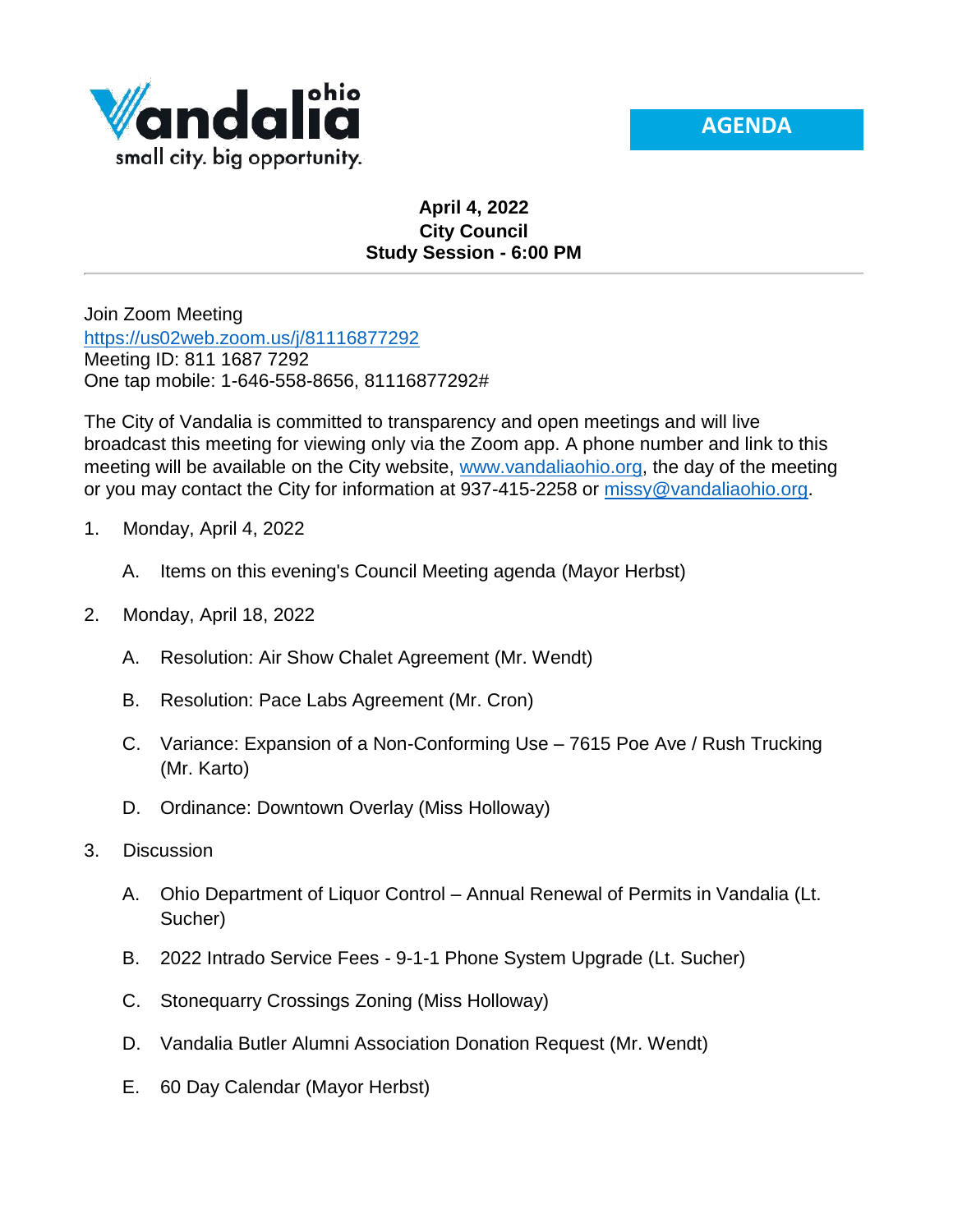Vandalia ohio

small city. big opportunity.

**AGENDA**

**April 4, 2022**
**City Council**
**Study Session - 6:00 PM**

---

Join Zoom Meeting
https://us02web.zoom.us/j/81116877292
Meeting ID: 811 1687 7292
One tap mobile: 1-646-558-8656, 81116877292#

The City of Vandalia is committed to transparency and open meetings and will live broadcast this meeting for viewing only via the Zoom app. A phone number and link to this meeting will be available on the City website, www.vandaliaohio.org, the day of the meeting or you may contact the City for information at 937-415-2258 or missy@vandaliaohio.org.

1. Monday, April 4, 2022

   A. Items on this evening's Council Meeting agenda (Mayor Herbst)

2. Monday, April 18, 2022

   A. Resolution: Air Show Chalet Agreement (Mr. Wendt)

   B. Resolution: Pace Labs Agreement (Mr. Cron)

   C. Variance: Expansion of a Non-Conforming Use – 7615 Poe Ave / Rush Trucking (Mr. Karto)

   D. Ordinance: Downtown Overlay (Miss Holloway)

3. Discussion

   A. Ohio Department of Liquor Control – Annual Renewal of Permits in Vandalia (Lt. Sucher)

   B. 2022 Intrado Service Fees - 9-1-1 Phone System Upgrade (Lt. Sucher)

   C. Stonequarry Crossings Zoning (Miss Holloway)

   D. Vandalia Butler Alumni Association Donation Request (Mr. Wendt)

   E. 60 Day Calendar (Mayor Herbst)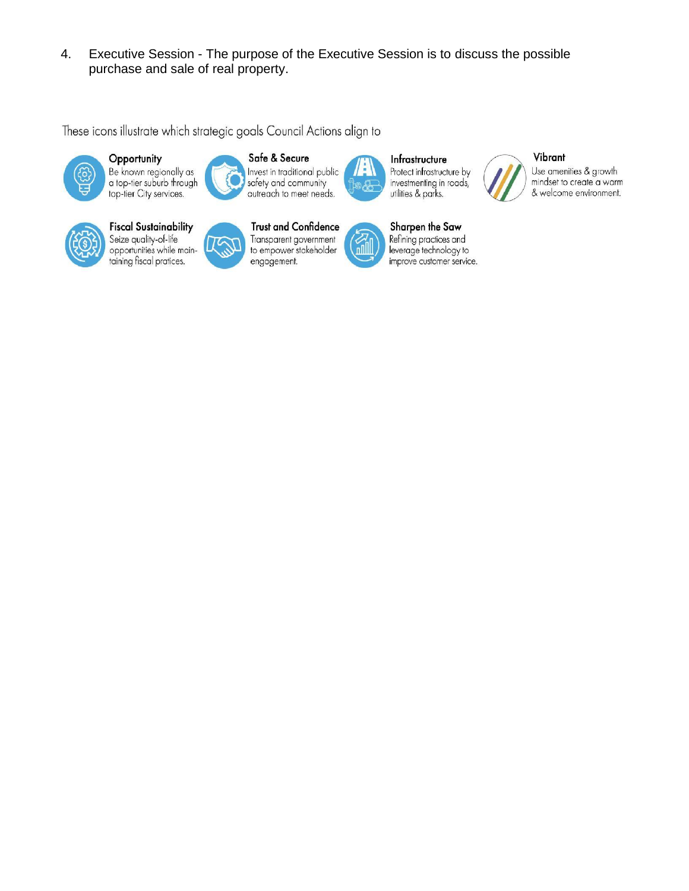4. Executive Session - The purpose of the Executive Session is to discuss the possible purchase and sale of real property.

These icons illustrate which strategic goals Council Actions align to

**Opportunity**
Be known regionally as a top-tier suburb through top-tier City services.

**Safe & Secure**
Invest in traditional public safety and community outreach to meet needs.

**Infrastructure**
Protect infrastructure by investmenting in roads, utilities & parks.

**Vibrant**
Use amenities & growth mindset to create a warm & welcome environment.

**Fiscal Sustainability**
Seize quality-of-life opportunities while maintaining fiscal pratices.

**Trust and Confidence**
Transparent government to empower stakeholder engagement.

**Sharpen the Saw**
Refining practices and leverage technology to improve customer service.